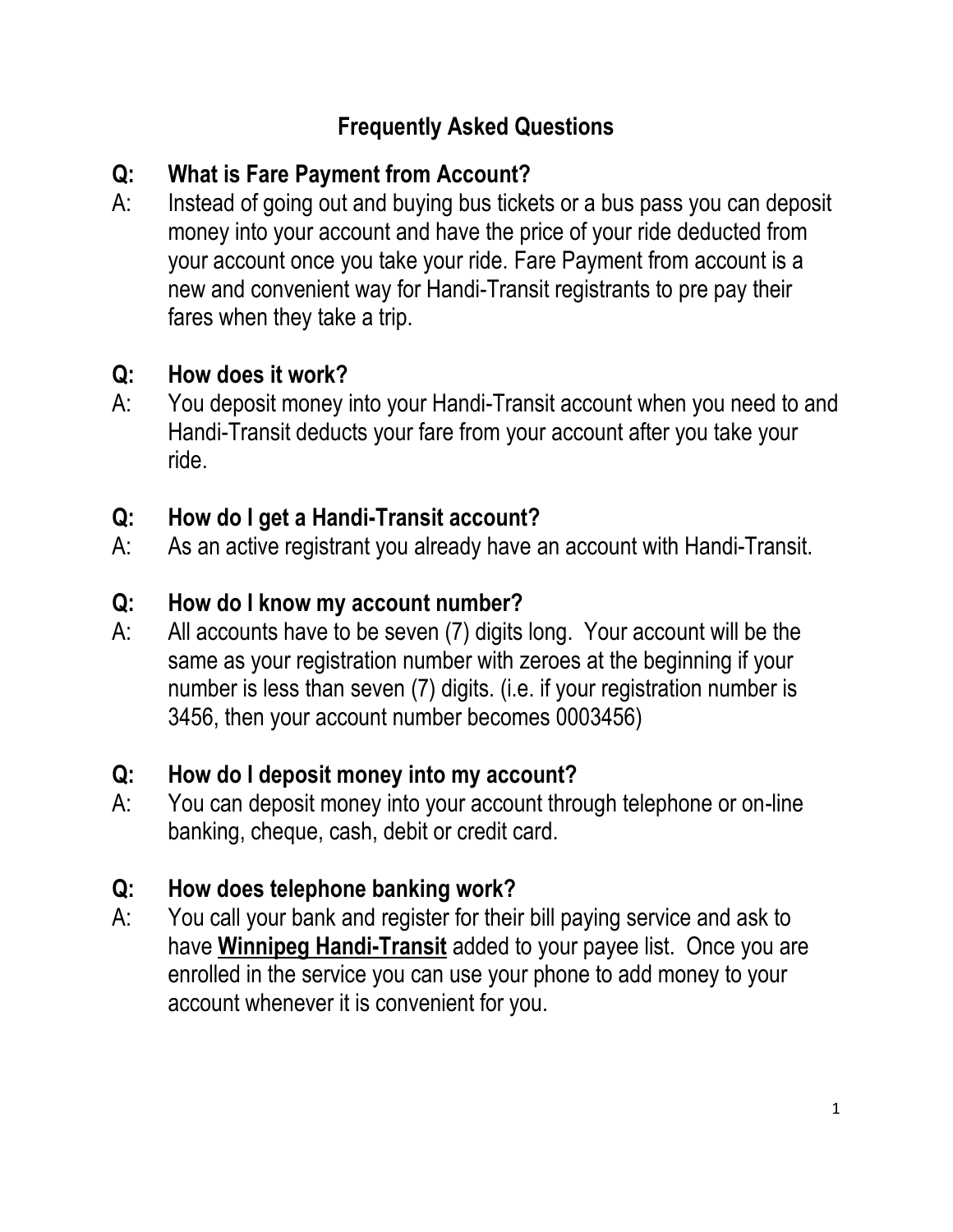# Frequently Asked Questions

**Q: What is Fare Payment from Account?**

A: Instead of going out and buying bus tickets or a bus pass you can deposit money into your account and have the price of your ride deducted from your account once you take your ride. Fare Payment from account is a new and convenient way for Handi-Transit registrants to pre pay their fares when they take a trip.

**Q: How does it work?**

A: You deposit money into your Handi-Transit account when you need to and Handi-Transit deducts your fare from your account after you take your ride.

**Q: How do I get a Handi-Transit account?**

A: As an active registrant you already have an account with Handi-Transit.

**Q: How do I know my account number?**

A: All accounts have to be seven (7) digits long. Your account will be the same as your registration number with zeroes at the beginning if your number is less than seven (7) digits. (i.e. if your registration number is 3456, then your account number becomes 0003456)

**Q: How do I deposit money into my account?**

A: You can deposit money into your account through telephone or on-line banking, cheque, cash, debit or credit card.

**Q: How does telephone banking work?**

A: You call your bank and register for their bill paying service and ask to have **Winnipeg Handi-Transit** added to your payee list. Once you are enrolled in the service you can use your phone to add money to your account whenever it is convenient for you.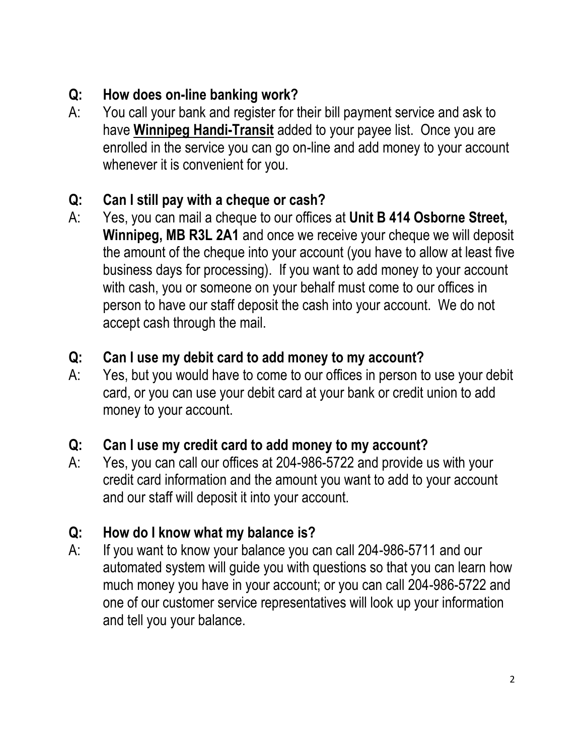**Q: How does on-line banking work?**

A: You call your bank and register for their bill payment service and ask to have **Winnipeg Handi-Transit** added to your payee list. Once you are enrolled in the service you can go on-line and add money to your account whenever it is convenient for you.

**Q: Can I still pay with a cheque or cash?**

A: Yes, you can mail a cheque to our offices at **Unit B 414 Osborne Street, Winnipeg, MB R3L 2A1** and once we receive your cheque we will deposit the amount of the cheque into your account (you have to allow at least five business days for processing). If you want to add money to your account with cash, you or someone on your behalf must come to our offices in person to have our staff deposit the cash into your account. We do not accept cash through the mail.

**Q: Can I use my debit card to add money to my account?**

A: Yes, but you would have to come to our offices in person to use your debit card, or you can use your debit card at your bank or credit union to add money to your account.

**Q: Can I use my credit card to add money to my account?**

A: Yes, you can call our offices at 204-986-5722 and provide us with your credit card information and the amount you want to add to your account and our staff will deposit it into your account.

**Q: How do I know what my balance is?**

A: If you want to know your balance you can call 204-986-5711 and our automated system will guide you with questions so that you can learn how much money you have in your account; or you can call 204-986-5722 and one of our customer service representatives will look up your information and tell you your balance.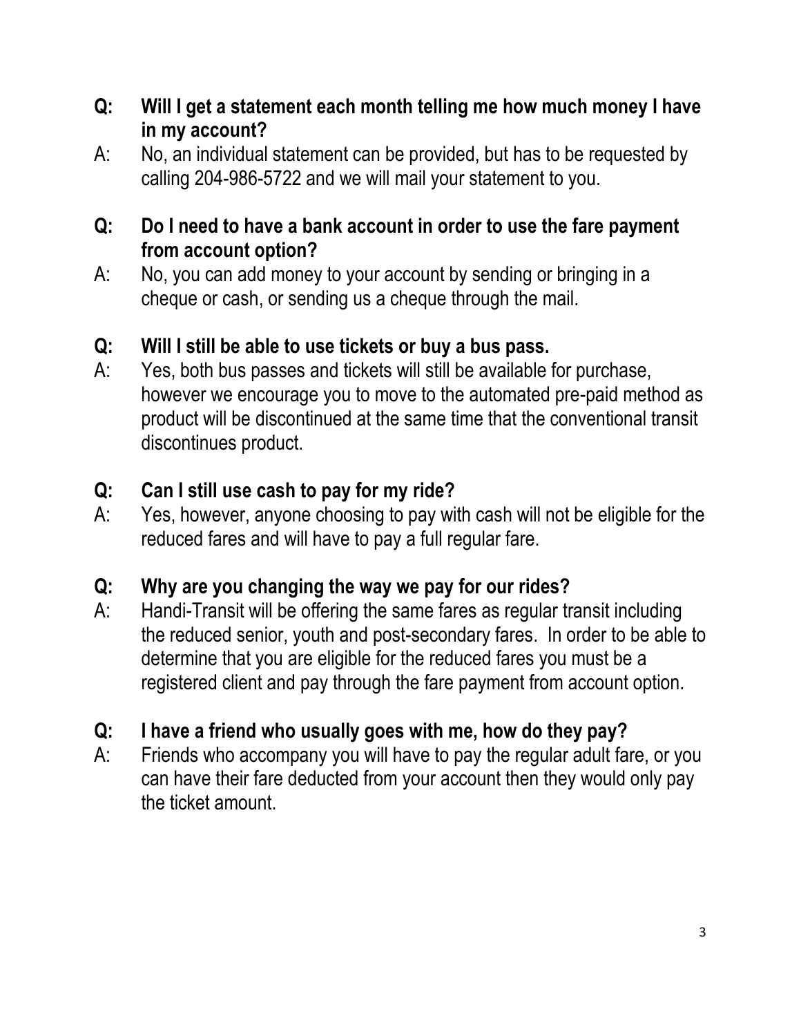**Q: Will I get a statement each month telling me how much money I have in my account?**

A: No, an individual statement can be provided, but has to be requested by calling 204-986-5722 and we will mail your statement to you.

**Q: Do I need to have a bank account in order to use the fare payment from account option?**

A: No, you can add money to your account by sending or bringing in a cheque or cash, or sending us a cheque through the mail.

**Q: Will I still be able to use tickets or buy a bus pass.**

A: Yes, both bus passes and tickets will still be available for purchase, however we encourage you to move to the automated pre-paid method as product will be discontinued at the same time that the conventional transit discontinues product.

**Q: Can I still use cash to pay for my ride?**

A: Yes, however, anyone choosing to pay with cash will not be eligible for the reduced fares and will have to pay a full regular fare.

**Q: Why are you changing the way we pay for our rides?**

A: Handi-Transit will be offering the same fares as regular transit including the reduced senior, youth and post-secondary fares. In order to be able to determine that you are eligible for the reduced fares you must be a registered client and pay through the fare payment from account option.

**Q: I have a friend who usually goes with me, how do they pay?**

A: Friends who accompany you will have to pay the regular adult fare, or you can have their fare deducted from your account then they would only pay the ticket amount.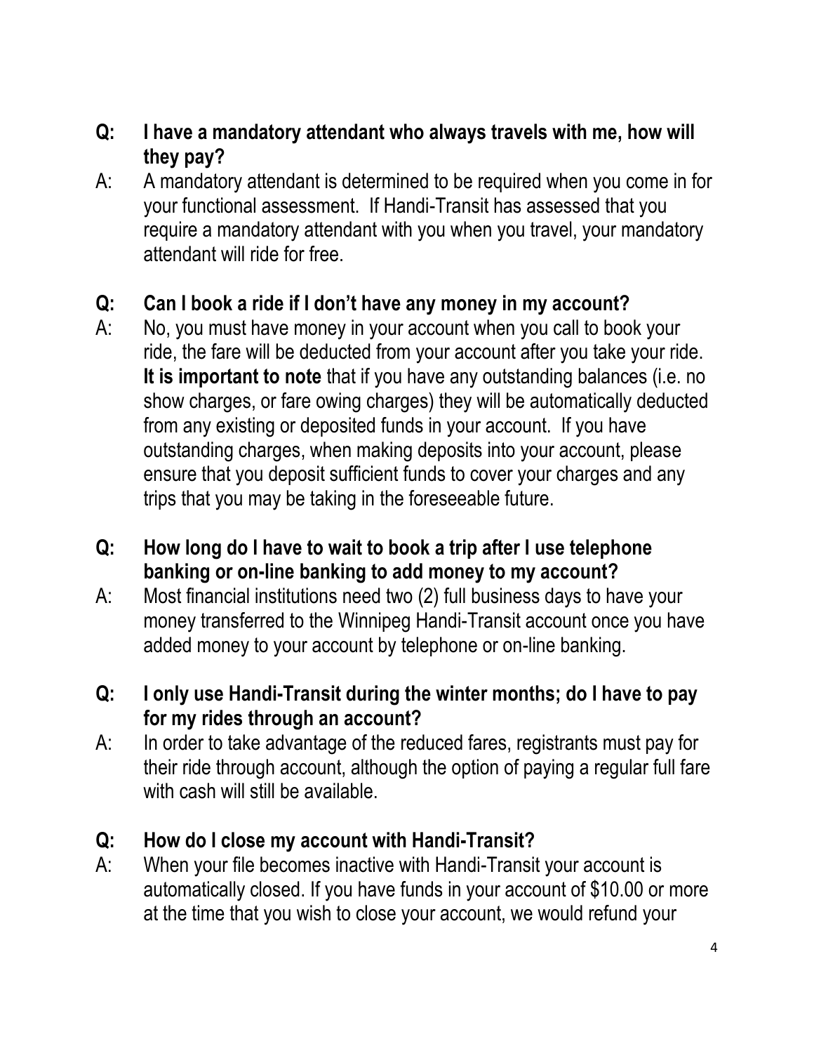**Q: I have a mandatory attendant who always travels with me, how will they pay?**

A: A mandatory attendant is determined to be required when you come in for your functional assessment. If Handi-Transit has assessed that you require a mandatory attendant with you when you travel, your mandatory attendant will ride for free.

**Q: Can I book a ride if I don't have any money in my account?**

A: No, you must have money in your account when you call to book your ride, the fare will be deducted from your account after you take your ride. **It is important to note** that if you have any outstanding balances (i.e. no show charges, or fare owing charges) they will be automatically deducted from any existing or deposited funds in your account. If you have outstanding charges, when making deposits into your account, please ensure that you deposit sufficient funds to cover your charges and any trips that you may be taking in the foreseeable future.

**Q: How long do I have to wait to book a trip after I use telephone banking or on-line banking to add money to my account?**

A: Most financial institutions need two (2) full business days to have your money transferred to the Winnipeg Handi-Transit account once you have added money to your account by telephone or on-line banking.

**Q: I only use Handi-Transit during the winter months; do I have to pay for my rides through an account?**

A: In order to take advantage of the reduced fares, registrants must pay for their ride through account, although the option of paying a regular full fare with cash will still be available.

**Q: How do I close my account with Handi-Transit?**

A: When your file becomes inactive with Handi-Transit your account is automatically closed. If you have funds in your account of $10.00 or more at the time that you wish to close your account, we would refund your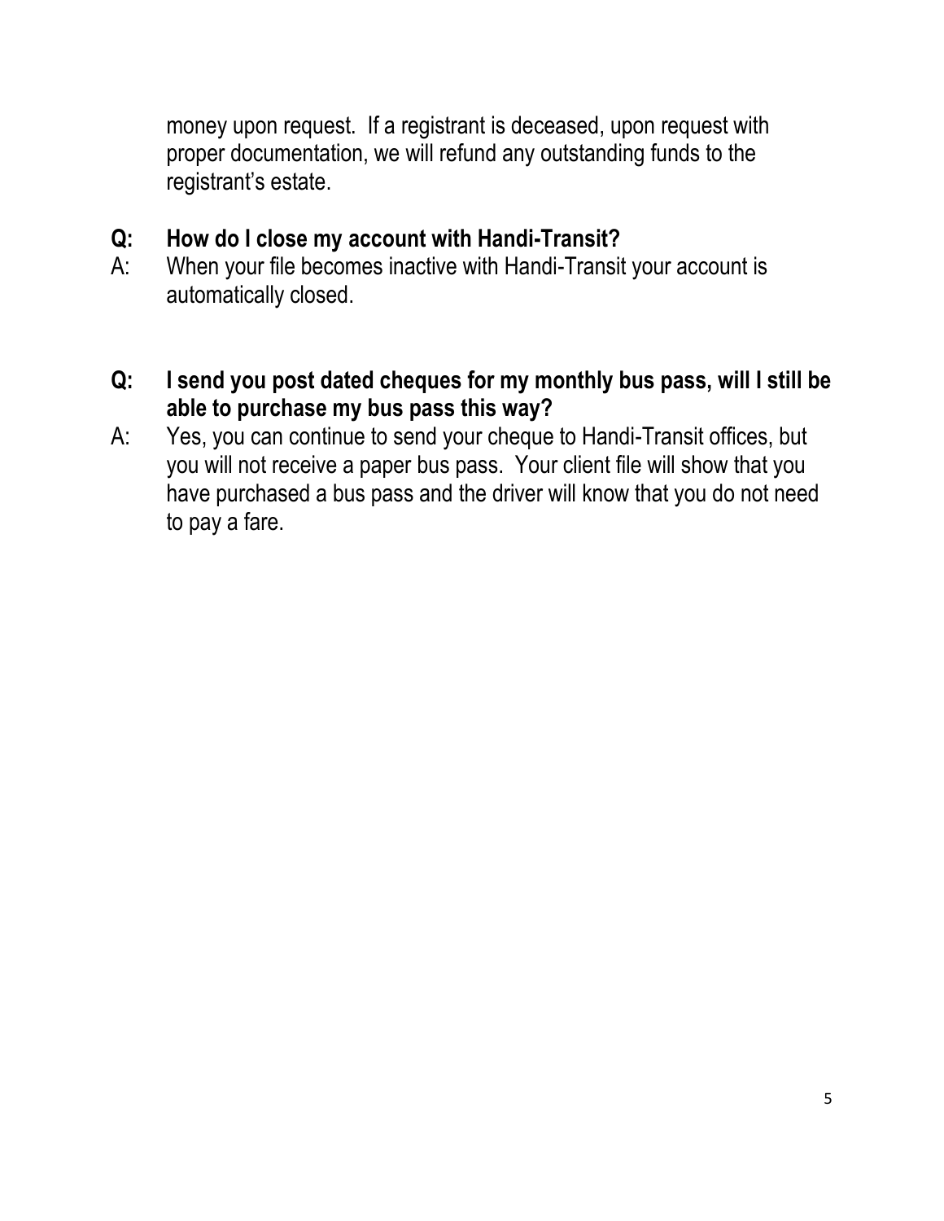money upon request. If a registrant is deceased, upon request with proper documentation, we will refund any outstanding funds to the registrant's estate.

**Q: How do I close my account with Handi-Transit?**

A: When your file becomes inactive with Handi-Transit your account is automatically closed.

**Q: I send you post dated cheques for my monthly bus pass, will I still be able to purchase my bus pass this way?**

A: Yes, you can continue to send your cheque to Handi-Transit offices, but you will not receive a paper bus pass. Your client file will show that you have purchased a bus pass and the driver will know that you do not need to pay a fare.